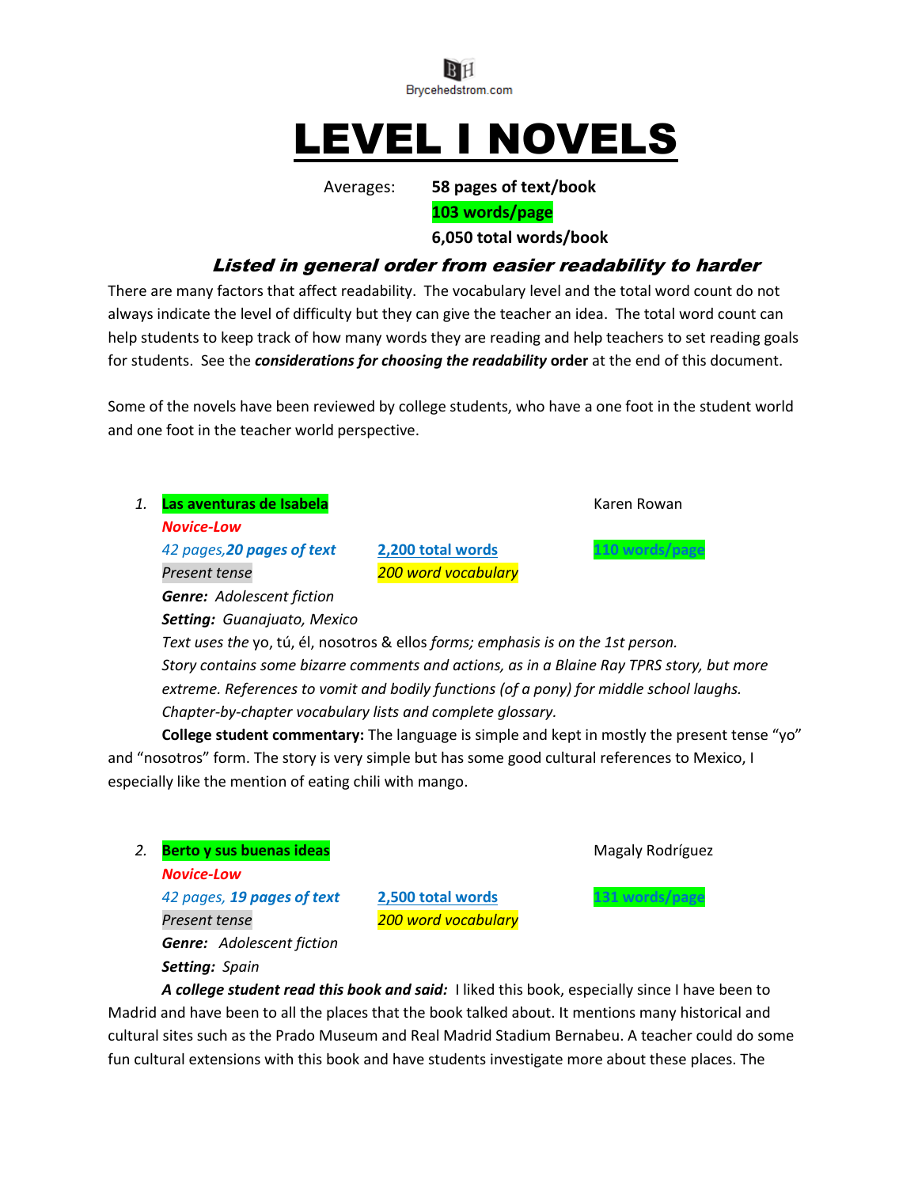Brycehedstrom.com

# LEVEL I NOVELS

Averages: **58 pages of text/book**
**103 words/page**
**6,050 total words/book**

### *Listed in general order from easier readability to harder*

There are many factors that affect readability. The vocabulary level and the total word count do not always indicate the level of difficulty but they can give the teacher an idea. The total word count can help students to keep track of how many words they are reading and help teachers to set reading goals for students. See the ***considerations for choosing the readability*** **order** at the end of this document.

Some of the novels have been reviewed by college students, who have a one foot in the student world and one foot in the teacher world perspective.

1. **Las aventuras de Isabela** — Karen Rowan
   ***Novice-Low***
   *42 pages,* ***20 pages of text*** — 2,200 total words — 110 words/page
   *Present tense* — *200 word vocabulary*
   ***Genre:*** *Adolescent fiction*
   ***Setting:*** *Guanajuato, Mexico*
   *Text uses the* yo, tú, él, nosotros & ellos *forms; emphasis is on the 1st person.*
   *Story contains some bizarre comments and actions, as in a Blaine Ray TPRS story, but more extreme. References to vomit and bodily functions (of a pony) for middle school laughs.*
   *Chapter-by-chapter vocabulary lists and complete glossary.*

   **College student commentary:** The language is simple and kept in mostly the present tense "yo" and "nosotros" form. The story is very simple but has some good cultural references to Mexico, I especially like the mention of eating chili with mango.

2. **Berto y sus buenas ideas** — Magaly Rodríguez
   ***Novice-Low***
   *42 pages,* ***19 pages of text*** — 2,500 total words — 131 words/page
   *Present tense* — *200 word vocabulary*
   ***Genre:*** *Adolescent fiction*
   ***Setting:*** *Spain*

   ***A college student read this book and said:*** I liked this book, especially since I have been to Madrid and have been to all the places that the book talked about. It mentions many historical and cultural sites such as the Prado Museum and Real Madrid Stadium Bernabeu. A teacher could do some fun cultural extensions with this book and have students investigate more about these places. The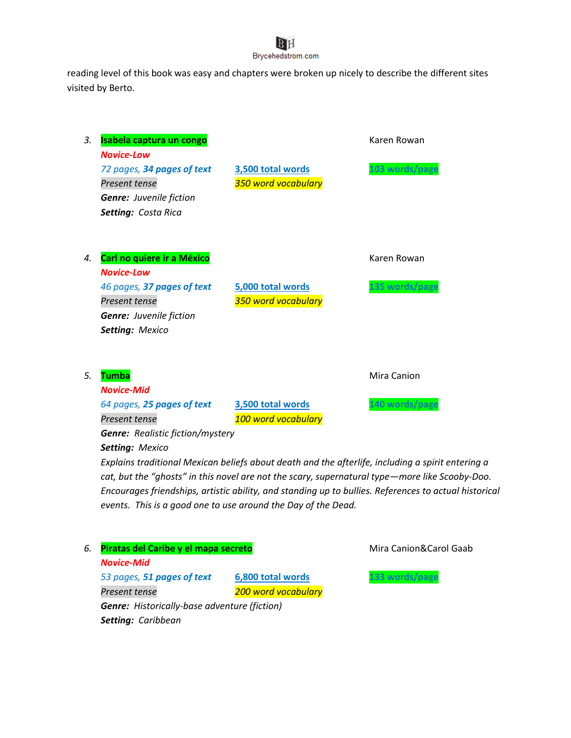reading level of this book was easy and chapters were broken up nicely to describe the different sites visited by Berto.

3. **Isabela captura un congo** — Karen Rowan
   ***Novice-Low***
   *72 pages, **34 pages of text*** — 3,500 total words — **103 words/page**
   *Present tense* — *350 word vocabulary*
   ***Genre:*** *Juvenile fiction*
   ***Setting:*** *Costa Rica*

4. **Carl no quiere ir a México** — Karen Rowan
   ***Novice-Low***
   *46 pages, **37 pages of text*** — 5,000 total words — **135 words/page**
   *Present tense* — *350 word vocabulary*
   ***Genre:*** *Juvenile fiction*
   ***Setting:*** *Mexico*

5. **Tumba** — Mira Canion
   ***Novice-Mid***
   *64 pages, **25 pages of text*** — 3,500 total words — **140 words/page**
   *Present tense* — *100 word vocabulary*
   ***Genre:*** *Realistic fiction/mystery*
   ***Setting:*** *Mexico*
   *Explains traditional Mexican beliefs about death and the afterlife, including a spirit entering a cat, but the "ghosts" in this novel are not the scary, supernatural type—more like Scooby-Doo. Encourages friendships, artistic ability, and standing up to bullies. References to actual historical events. This is a good one to use around the Day of the Dead.*

6. **Piratas del Caribe y el mapa secreto** — Mira Canion&Carol Gaab
   ***Novice-Mid***
   *53 pages, **51 pages of text*** — 6,800 total words — **133 words/page**
   *Present tense* — *200 word vocabulary*
   ***Genre:*** *Historically-base adventure (fiction)*
   ***Setting:*** *Caribbean*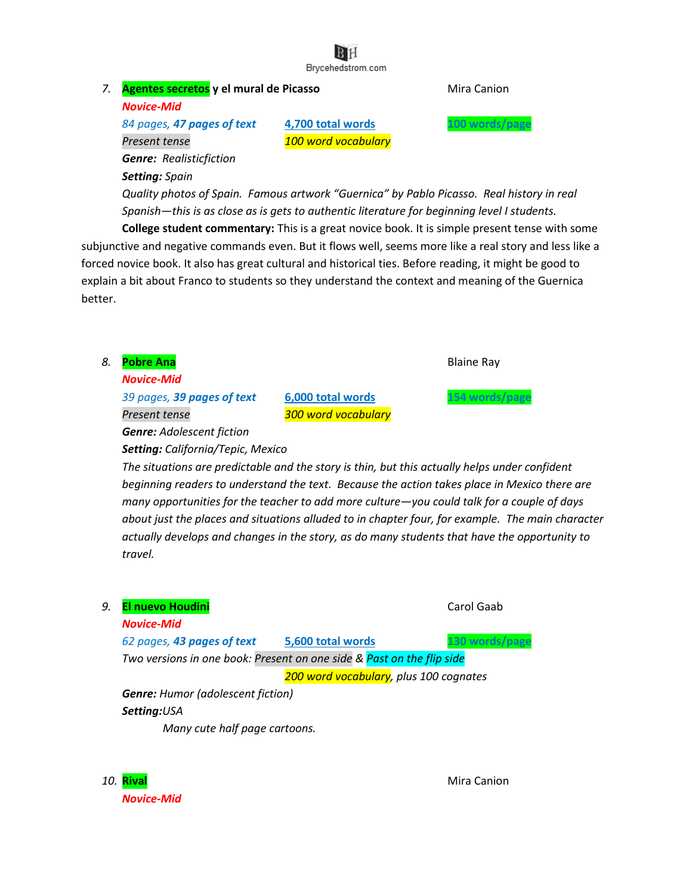7. **Agentes secretos y el mural de Picasso** Mira Canion

   ***Novice-Mid***

   *84 pages, **47 pages of text*** 4,700 total words 100 words/page

   *Present tense* *100 word vocabulary*

   ***Genre:*** *Realisticfiction*

   ***Setting:*** *Spain*

   *Quality photos of Spain. Famous artwork "Guernica" by Pablo Picasso. Real history in real Spanish—this is as close as is gets to authentic literature for beginning level I students.*

   **College student commentary:** This is a great novice book. It is simple present tense with some subjunctive and negative commands even. But it flows well, seems more like a real story and less like a forced novice book. It also has great cultural and historical ties. Before reading, it might be good to explain a bit about Franco to students so they understand the context and meaning of the Guernica better.

8. **Pobre Ana** Blaine Ray

   ***Novice-Mid***

   *39 pages, **39 pages of text*** 6,000 total words 154 words/page

   *Present tense* *300 word vocabulary*

   ***Genre:*** *Adolescent fiction*

   ***Setting:*** *California/Tepic, Mexico*

   *The situations are predictable and the story is thin, but this actually helps under confident beginning readers to understand the text. Because the action takes place in Mexico there are many opportunities for the teacher to add more culture—you could talk for a couple of days about just the places and situations alluded to in chapter four, for example. The main character actually develops and changes in the story, as do many students that have the opportunity to travel.*

9. **El nuevo Houdini** Carol Gaab

   ***Novice-Mid***

   *62 pages, **43 pages of text*** 5,600 total words 130 words/page

   *Two versions in one book: Present on one side & Past on the flip side*

   *200 word vocabulary, plus 100 cognates*

   ***Genre:*** *Humor (adolescent fiction)*

   ***Setting:*** *USA*

   *Many cute half page cartoons.*

10. **Rival** Mira Canion

    ***Novice-Mid***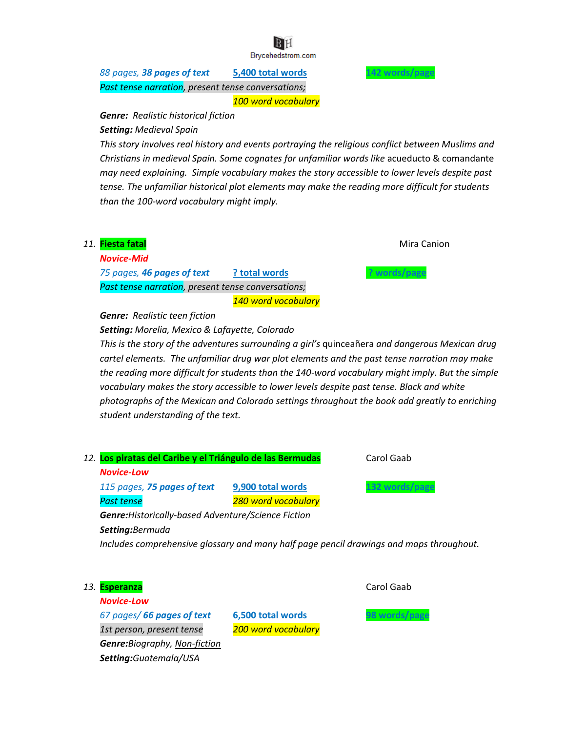*88 pages, **38 pages of text*** &nbsp;&nbsp;&nbsp; ***5,400 total words*** &nbsp;&nbsp;&nbsp; ***142 words/page***

*Past tense narration, present tense conversations;*

*100 word vocabulary*

***Genre:** Realistic historical fiction*

***Setting:** Medieval Spain*

*This story involves real history and events portraying the religious conflict between Muslims and Christians in medieval Spain. Some cognates for unfamiliar words like* acueducto & comandante *may need explaining. Simple vocabulary makes the story accessible to lower levels despite past tense. The unfamiliar historical plot elements may make the reading more difficult for students than the 100-word vocabulary might imply.*

11. **Fiesta fatal** — Mira Canion

***Novice-Mid***

*75 pages, **46 pages of text*** &nbsp;&nbsp;&nbsp; ***? total words*** &nbsp;&nbsp;&nbsp; ***? words/page***

*Past tense narration, present tense conversations;*

*140 word vocabulary*

***Genre:** Realistic teen fiction*

***Setting:** Morelia, Mexico & Lafayette, Colorado*

*This is the story of the adventures surrounding a girl's* quinceañera *and dangerous Mexican drug cartel elements. The unfamiliar drug war plot elements and the past tense narration may make the reading more difficult for students than the 140-word vocabulary might imply. But the simple vocabulary makes the story accessible to lower levels despite past tense. Black and white photographs of the Mexican and Colorado settings throughout the book add greatly to enriching student understanding of the text.*

12. **Los piratas del Caribe y el Triángulo de las Bermudas** — Carol Gaab

***Novice-Low***

*115 pages, **75 pages of text*** &nbsp;&nbsp;&nbsp; ***9,900 total words*** &nbsp;&nbsp;&nbsp; ***132 words/page***

*Past tense* &nbsp;&nbsp;&nbsp; *280 word vocabulary*

***Genre:**Historically-based Adventure/Science Fiction*

***Setting:**Bermuda*

*Includes comprehensive glossary and many half page pencil drawings and maps throughout.*

13. **Esperanza** — Carol Gaab

***Novice-Low***

*67 pages/ **66 pages of text*** &nbsp;&nbsp;&nbsp; ***6,500 total words*** &nbsp;&nbsp;&nbsp; ***98 words/page***

*1st person, present tense* &nbsp;&nbsp;&nbsp; *200 word vocabulary*

***Genre:**Biography, Non-fiction*

***Setting:**Guatemala/USA*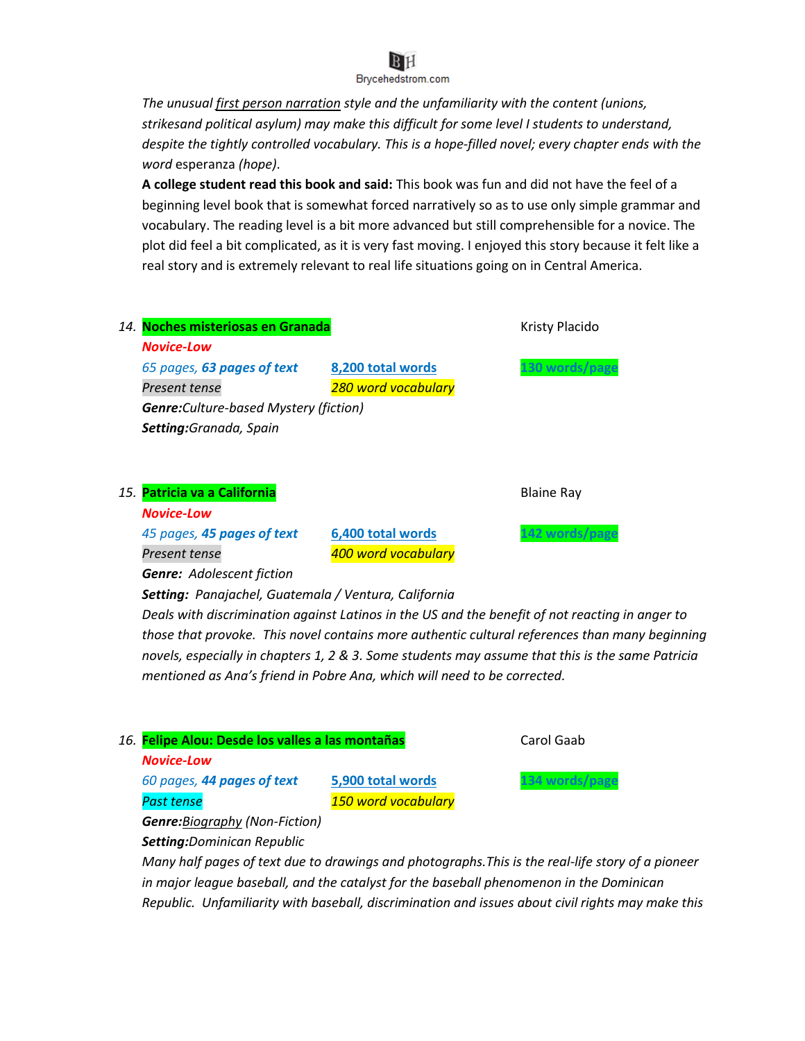*The unusual first person narration style and the unfamiliarity with the content (unions, strikesand political asylum) may make this difficult for some level I students to understand, despite the tightly controlled vocabulary. This is a hope-filled novel; every chapter ends with the word* esperanza *(hope).*

**A college student read this book and said:** This book was fun and did not have the feel of a beginning level book that is somewhat forced narratively so as to use only simple grammar and vocabulary. The reading level is a bit more advanced but still comprehensible for a novice. The plot did feel a bit complicated, as it is very fast moving. I enjoyed this story because it felt like a real story and is extremely relevant to real life situations going on in Central America.

14. **Noches misteriosas en Granada** — Kristy Placido

***Novice-Low***

*65 pages, **63 pages of text*** | 8,200 total words | **130 words/page**

*Present tense* | *280 word vocabulary*

***Genre:****Culture-based Mystery (fiction)*

***Setting:****Granada, Spain*

15. **Patricia va a California** — Blaine Ray

***Novice-Low***

*45 pages, **45 pages of text*** | 6,400 total words | **142 words/page**

*Present tense* | *400 word vocabulary*

***Genre:*** *Adolescent fiction*

***Setting:*** *Panajachel, Guatemala / Ventura, California*

*Deals with discrimination against Latinos in the US and the benefit of not reacting in anger to those that provoke. This novel contains more authentic cultural references than many beginning novels, especially in chapters 1, 2 & 3. Some students may assume that this is the same Patricia mentioned as Ana's friend in Pobre Ana, which will need to be corrected.*

16. **Felipe Alou: Desde los valles a las montañas** — Carol Gaab

***Novice-Low***

*60 pages, **44 pages of text*** | 5,900 total words | **134 words/page**

*Past tense* | *150 word vocabulary*

***Genre:****Biography (Non-Fiction)*

***Setting:****Dominican Republic*

*Many half pages of text due to drawings and photographs.This is the real-life story of a pioneer in major league baseball, and the catalyst for the baseball phenomenon in the Dominican Republic. Unfamiliarity with baseball, discrimination and issues about civil rights may make this*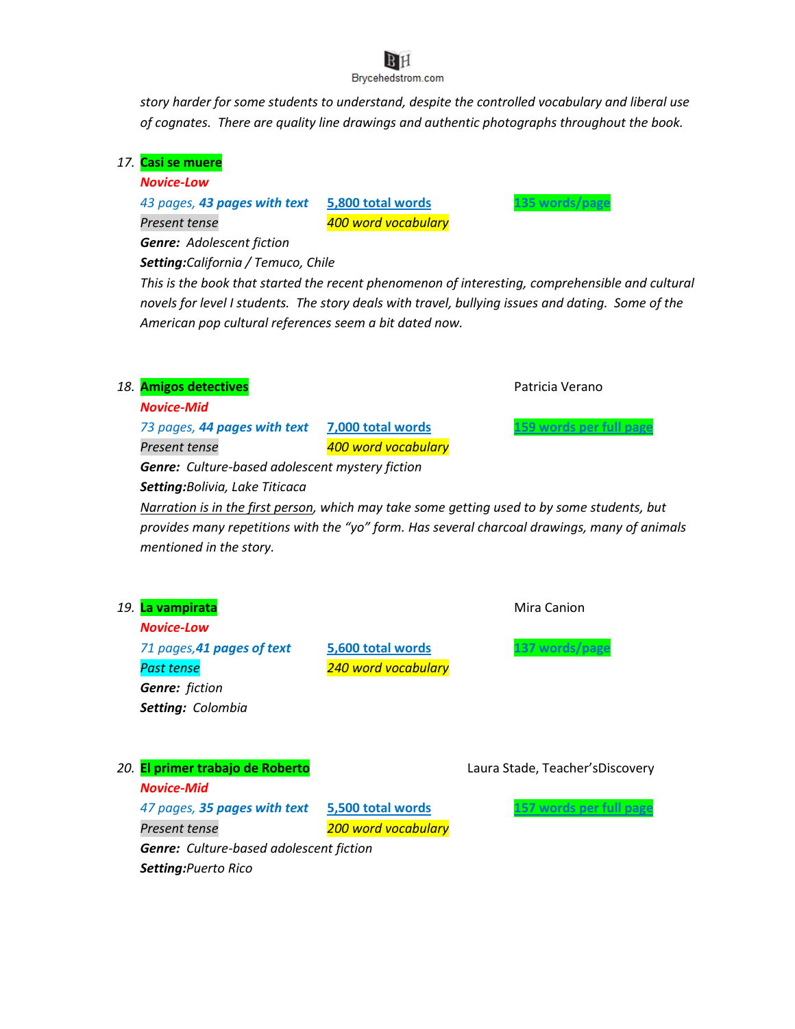*story harder for some students to understand, despite the controlled vocabulary and liberal use of cognates. There are quality line drawings and authentic photographs throughout the book.*

17. **Casi se muere**

    ***Novice-Low***

    *43 pages, **43 pages with text*** 5,800 total words **135 words/page**

    *Present tense* *400 word vocabulary*

    ***Genre:*** *Adolescent fiction*

    ***Setting:****California / Temuco, Chile*

    *This is the book that started the recent phenomenon of interesting, comprehensible and cultural novels for level I students. The story deals with travel, bullying issues and dating. Some of the American pop cultural references seem a bit dated now.*

18. **Amigos detectives** Patricia Verano

    ***Novice-Mid***

    *73 pages, **44 pages with text*** 7,000 total words **159 words per full page**

    *Present tense* *400 word vocabulary*

    ***Genre:*** *Culture-based adolescent mystery fiction*

    ***Setting:****Bolivia, Lake Titicaca*

    *Narration is in the first person, which may take some getting used to by some students, but provides many repetitions with the "yo" form. Has several charcoal drawings, many of animals mentioned in the story.*

19. **La vampirata** Mira Canion

    ***Novice-Low***

    *71 pages,**41 pages of text*** 5,600 total words **137 words/page**

    *Past tense* *240 word vocabulary*

    ***Genre:*** *fiction*

    ***Setting:*** *Colombia*

20. **El primer trabajo de Roberto** Laura Stade, Teacher'sDiscovery

    ***Novice-Mid***

    *47 pages, **35 pages with text*** 5,500 total words **157 words per full page**

    *Present tense* *200 word vocabulary*

    ***Genre:*** *Culture-based adolescent fiction*

    ***Setting:****Puerto Rico*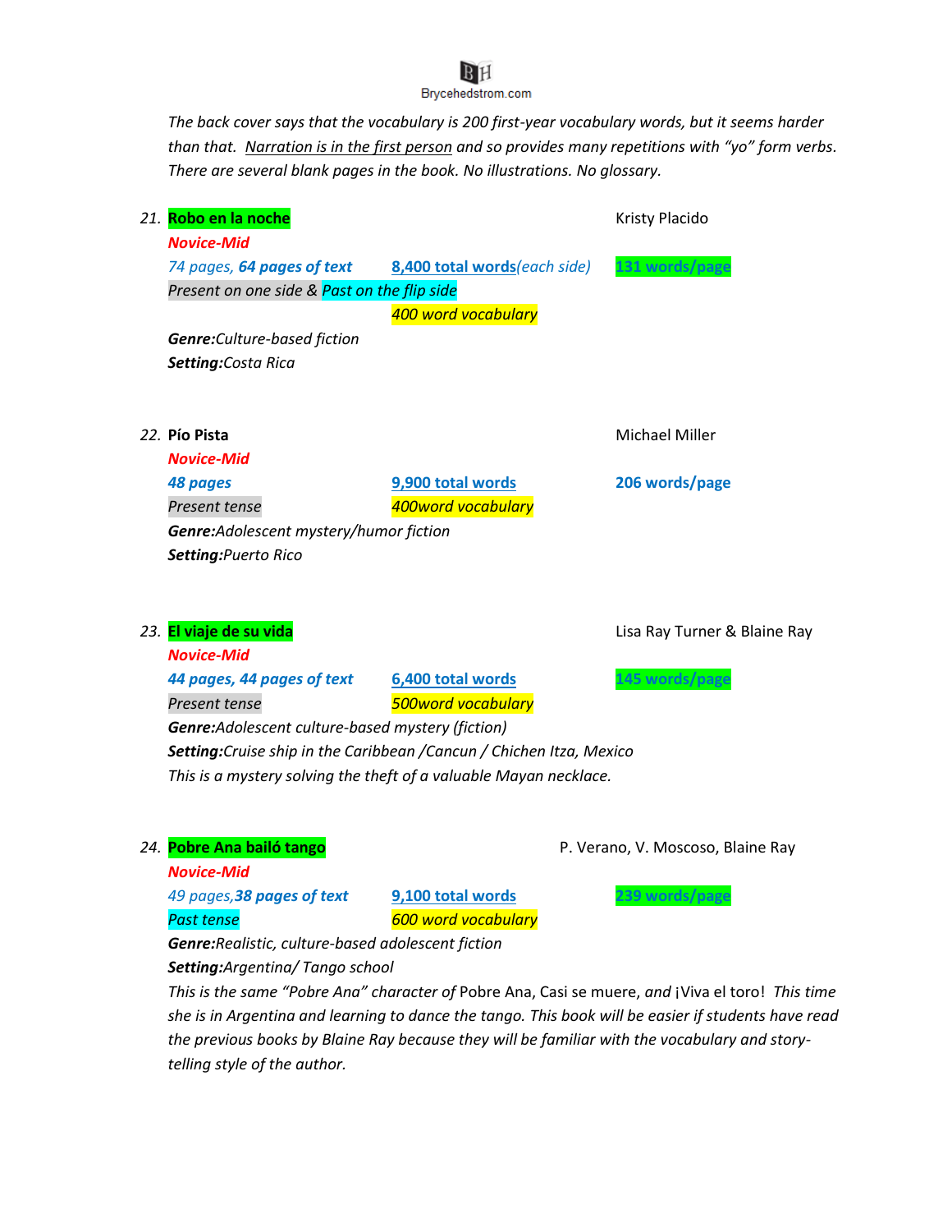*The back cover says that the vocabulary is 200 first-year vocabulary words, but it seems harder than that. Narration is in the first person and so provides many repetitions with "yo" form verbs. There are several blank pages in the book. No illustrations. No glossary.*

21. **Robo en la noche** — Kristy Placido

*Novice-Mid*

*74 pages, **64 pages of text*** — 8,400 total words *(each side)* — **131 words/page**

*Present on one side & Past on the flip side*

*400 word vocabulary*

***Genre:** Culture-based fiction*

***Setting:** Costa Rica*

22. **Pío Pista** — Michael Miller

*Novice-Mid*

**48 pages** — **9,900 total words** — **206 words/page**

*Present tense* — *400word vocabulary*

***Genre:** Adolescent mystery/humor fiction*

***Setting:** Puerto Rico*

23. **El viaje de su vida** — Lisa Ray Turner & Blaine Ray

*Novice-Mid*

***44 pages, 44 pages of text*** — **6,400 total words** — **145 words/page**

*Present tense* — *500word vocabulary*

***Genre:** Adolescent culture-based mystery (fiction)*

***Setting:** Cruise ship in the Caribbean /Cancun / Chichen Itza, Mexico*

*This is a mystery solving the theft of a valuable Mayan necklace.*

24. **Pobre Ana bailó tango** — P. Verano, V. Moscoso, Blaine Ray

*Novice-Mid*

*49 pages, **38 pages of text*** — **9,100 total words** — **239 words/page**

*Past tense* — *600 word vocabulary*

***Genre:** Realistic, culture-based adolescent fiction*

***Setting:** Argentina/ Tango school*

*This is the same "Pobre Ana" character of* Pobre Ana, Casi se muere, *and* ¡Viva el toro! *This time she is in Argentina and learning to dance the tango. This book will be easier if students have read the previous books by Blaine Ray because they will be familiar with the vocabulary and story-telling style of the author.*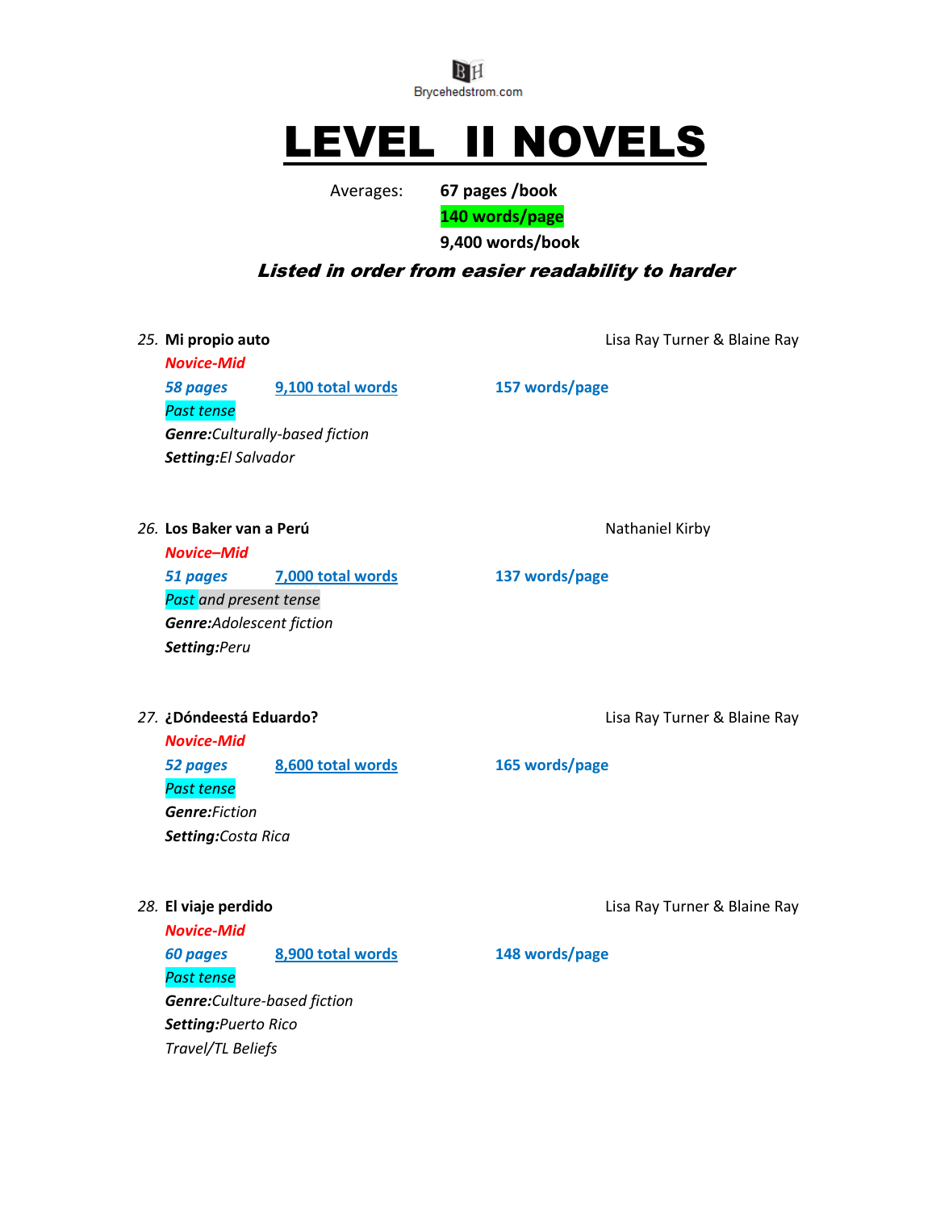Brycehedstrom.com

# LEVEL II NOVELS

Averages: **67 pages /book**
**140 words/page**
**9,400 words/book**

***Listed in order from easier readability to harder***

25. **Mi propio auto** — Lisa Ray Turner & Blaine Ray
    ***Novice-Mid***
    ***58 pages*** — **9,100 total words** — **157 words/page**
    *Past tense*
    ***Genre:****Culturally-based fiction*
    ***Setting:****El Salvador*

26. **Los Baker van a Perú** — Nathaniel Kirby
    ***Novice–Mid***
    ***51 pages*** — **7,000 total words** — **137 words/page**
    *Past and present tense*
    ***Genre:****Adolescent fiction*
    ***Setting:****Peru*

27. **¿Dóndeestá Eduardo?** — Lisa Ray Turner & Blaine Ray
    ***Novice-Mid***
    ***52 pages*** — **8,600 total words** — **165 words/page**
    *Past tense*
    ***Genre:****Fiction*
    ***Setting:****Costa Rica*

28. **El viaje perdido** — Lisa Ray Turner & Blaine Ray
    ***Novice-Mid***
    ***60 pages*** — **8,900 total words** — **148 words/page**
    *Past tense*
    ***Genre:****Culture-based fiction*
    ***Setting:****Puerto Rico*
    *Travel/TL Beliefs*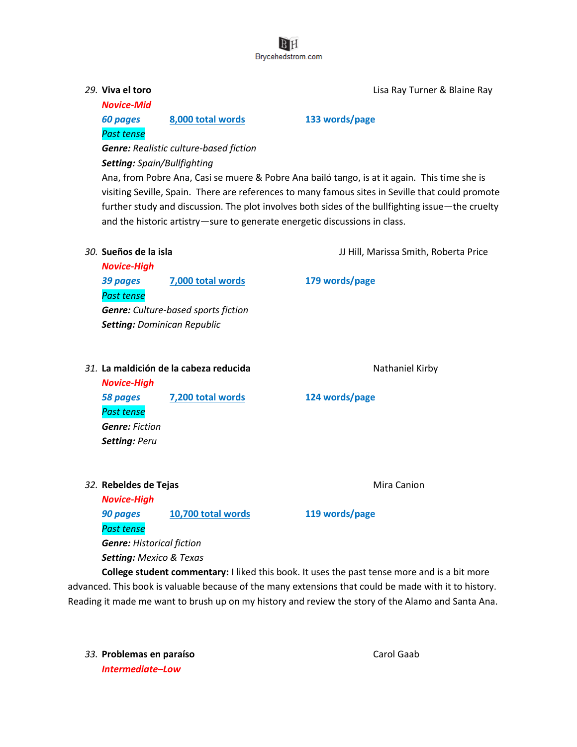29. **Viva el toro** — Lisa Ray Turner & Blaine Ray

***Novice-Mid***

***60 pages*** — **8,000 total words** — **133 words/page**

*Past tense*

***Genre:*** *Realistic culture-based fiction*

***Setting:*** *Spain/Bullfighting*

Ana, from Pobre Ana, Casi se muere & Pobre Ana bailó tango, is at it again. This time she is visiting Seville, Spain. There are references to many famous sites in Seville that could promote further study and discussion. The plot involves both sides of the bullfighting issue—the cruelty and the historic artistry—sure to generate energetic discussions in class.

30. **Sueños de la isla** — JJ Hill, Marissa Smith, Roberta Price

***Novice-High***

***39 pages*** — **7,000 total words** — **179 words/page**

*Past tense*

***Genre:*** *Culture-based sports fiction*

***Setting:*** *Dominican Republic*

31. **La maldición de la cabeza reducida** — Nathaniel Kirby

***Novice-High***

***58 pages*** — **7,200 total words** — **124 words/page**

*Past tense*

***Genre:*** *Fiction*

***Setting:*** *Peru*

32. **Rebeldes de Tejas** — Mira Canion

***Novice-High***

***90 pages*** — **10,700 total words** — **119 words/page**

*Past tense*

***Genre:*** *Historical fiction*

***Setting:*** *Mexico & Texas*

**College student commentary:** I liked this book. It uses the past tense more and is a bit more advanced. This book is valuable because of the many extensions that could be made with it to history. Reading it made me want to brush up on my history and review the story of the Alamo and Santa Ana.

33. **Problemas en paraíso** — Carol Gaab

***Intermediate–Low***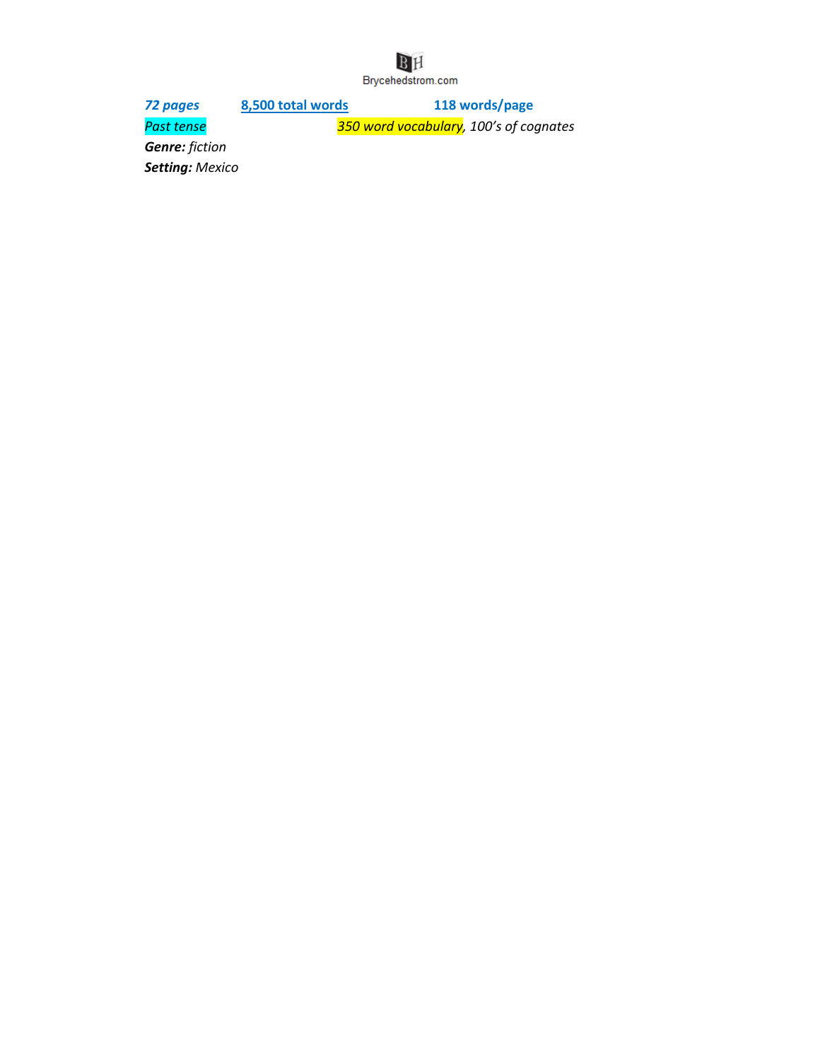*72 pages* | 8,500 total words | **118 words/page**

*Past tense* | *350 word vocabulary, 100's of cognates*

***Genre:*** *fiction*

***Setting:*** *Mexico*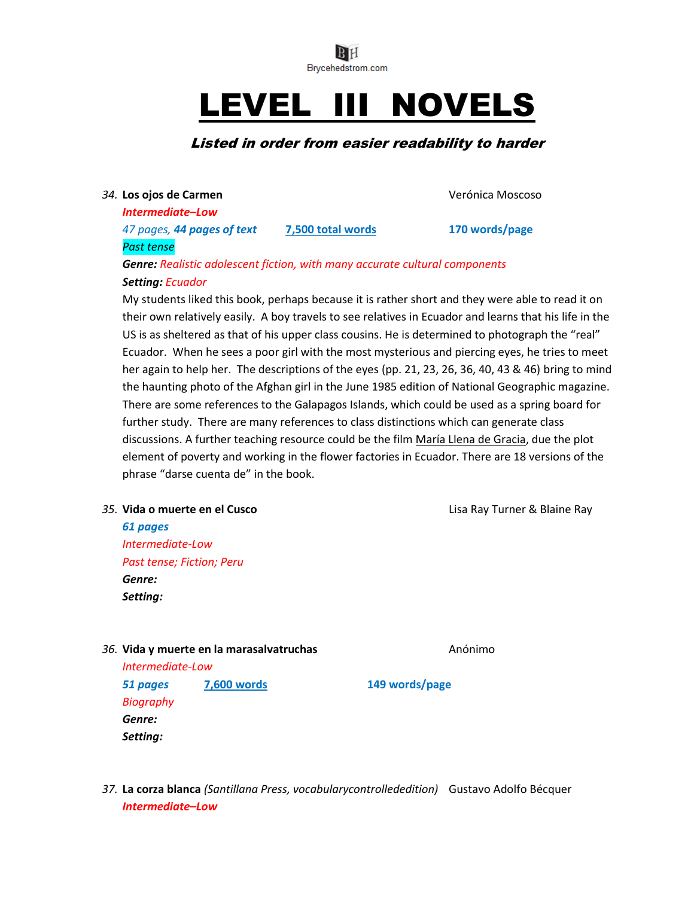Brycehedstrom.com

# LEVEL III NOVELS

***Listed in order from easier readability to harder***

*34.* **Los ojos de Carmen** — Verónica Moscoso

***Intermediate–Low***

*47 pages,* ***44 pages of text*** — **7,500 total words** — **170 words/page**

*Past tense*

***Genre:*** *Realistic adolescent fiction, with many accurate cultural components*

***Setting:*** *Ecuador*

My students liked this book, perhaps because it is rather short and they were able to read it on their own relatively easily. A boy travels to see relatives in Ecuador and learns that his life in the US is as sheltered as that of his upper class cousins. He is determined to photograph the "real" Ecuador. When he sees a poor girl with the most mysterious and piercing eyes, he tries to meet her again to help her. The descriptions of the eyes (pp. 21, 23, 26, 36, 40, 43 & 46) bring to mind the haunting photo of the Afghan girl in the June 1985 edition of National Geographic magazine. There are some references to the Galapagos Islands, which could be used as a spring board for further study. There are many references to class distinctions which can generate class discussions. A further teaching resource could be the film María Llena de Gracia, due the plot element of poverty and working in the flower factories in Ecuador. There are 18 versions of the phrase "darse cuenta de" in the book.

*35.* **Vida o muerte en el Cusco** — Lisa Ray Turner & Blaine Ray

***61 pages***

*Intermediate-Low*

*Past tense; Fiction; Peru*

***Genre:***

***Setting:***

*36.* **Vida y muerte en la marasalvatruchas** — Anónimo

*Intermediate-Low*

***51 pages*** — **7,600 words** — **149 words/page**

*Biography*

***Genre:***

***Setting:***

*37.* **La corza blanca** *(Santillana Press, vocabularycontrollededition)* — Gustavo Adolfo Bécquer

***Intermediate–Low***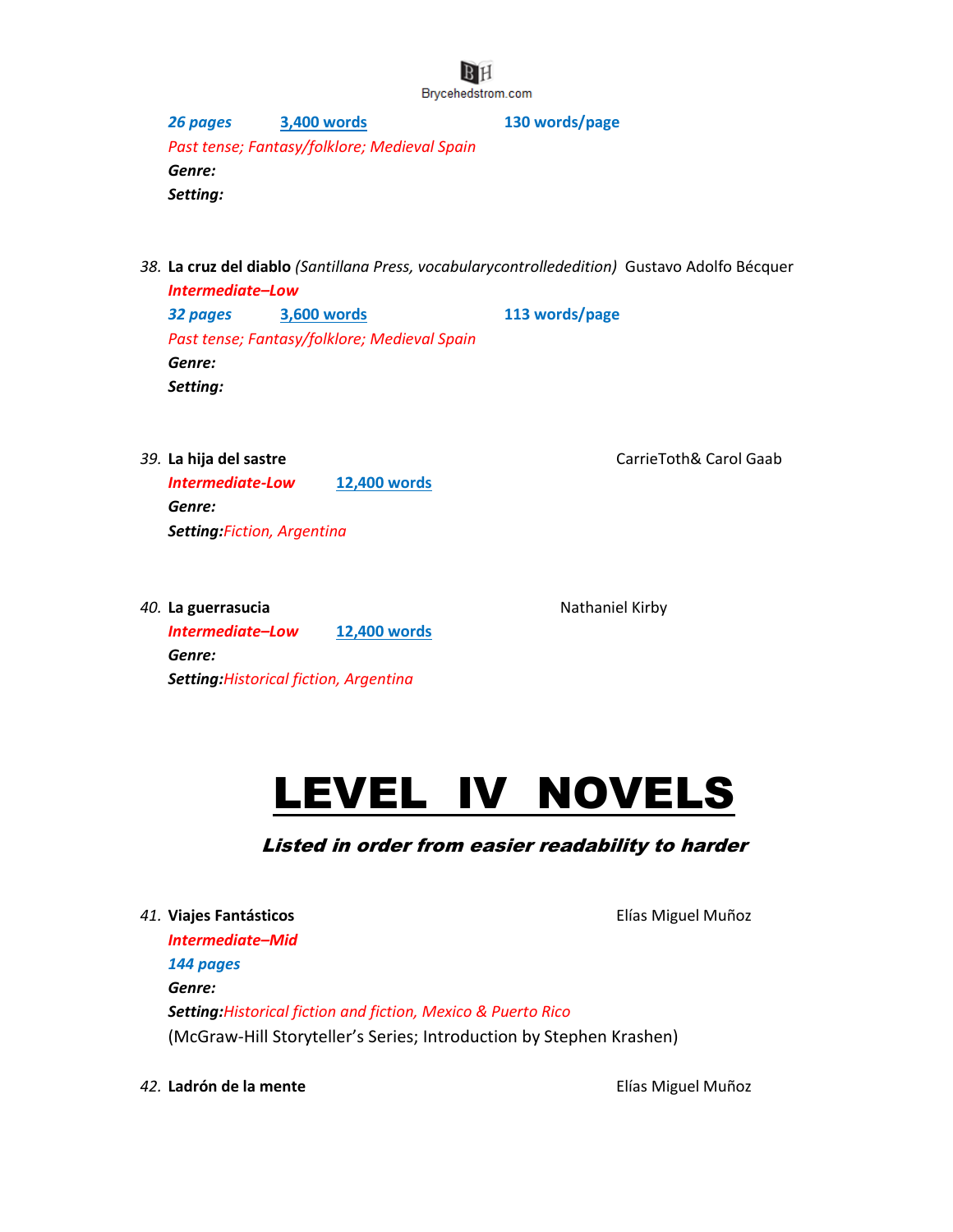*26 pages* 3,400 words 130 words/page

*Past tense; Fantasy/folklore; Medieval Spain*

***Genre:***

***Setting:***

38. **La cruz del diablo** *(Santillana Press, vocabularycontrollededition)* Gustavo Adolfo Bécquer

***Intermediate–Low***

*32 pages* 3,600 words 113 words/page

*Past tense; Fantasy/folklore; Medieval Spain*

***Genre:***

***Setting:***

39. **La hija del sastre** CarrieToth& Carol Gaab

***Intermediate-Low*** 12,400 words

***Genre:***

***Setting:****Fiction, Argentina*

40. **La guerrasucia** Nathaniel Kirby

***Intermediate–Low*** 12,400 words

***Genre:***

***Setting:****Historical fiction, Argentina*

# LEVEL IV NOVELS

***Listed in order from easier readability to harder***

41. **Viajes Fantásticos** Elías Miguel Muñoz

***Intermediate–Mid***

*144 pages*

***Genre:***

***Setting:****Historical fiction and fiction, Mexico & Puerto Rico*

(McGraw-Hill Storyteller's Series; Introduction by Stephen Krashen)

42. **Ladrón de la mente** Elías Miguel Muñoz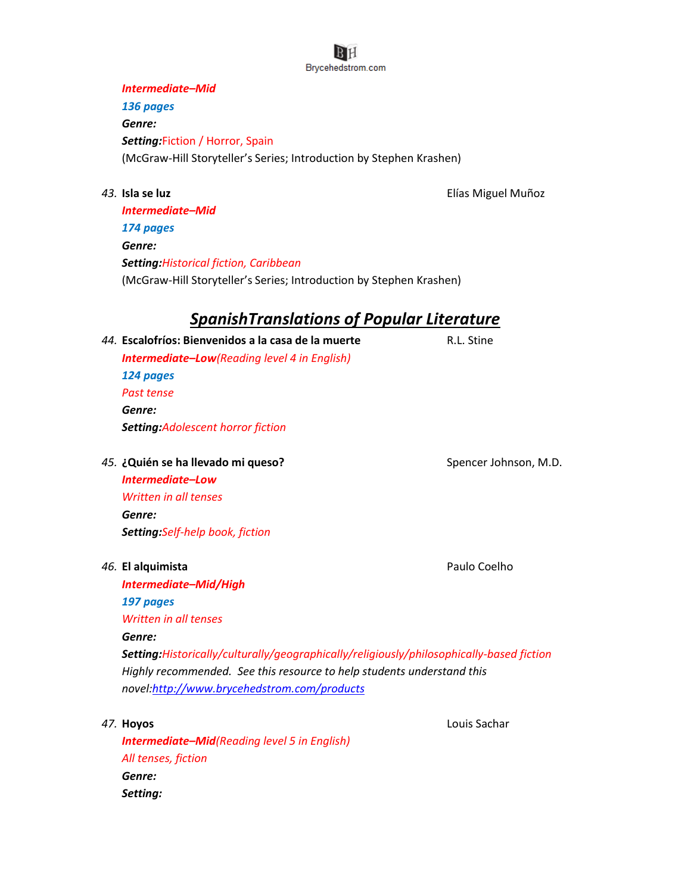*Intermediate–Mid*

*136 pages*

***Genre:***

***Setting:***Fiction / Horror, Spain

(McGraw-Hill Storyteller's Series; Introduction by Stephen Krashen)

*43.* **Isla se luz** — Elías Miguel Muñoz

*Intermediate–Mid*

*174 pages*

***Genre:***

***Setting:****Historical fiction, Caribbean*

(McGraw-Hill Storyteller's Series; Introduction by Stephen Krashen)

## *SpanishTranslations of Popular Literature*

*44.* **Escalofríos: Bienvenidos a la casa de la muerte** — R.L. Stine

***Intermediate–Low****(Reading level 4 in English)*

*124 pages*

*Past tense*

***Genre:***

***Setting:****Adolescent horror fiction*

*45.* **¿Quién se ha llevado mi queso?** — Spencer Johnson, M.D.

***Intermediate–Low***

*Written in all tenses*

***Genre:***

***Setting:****Self-help book, fiction*

*46.* **El alquimista** — Paulo Coelho

***Intermediate–Mid/High***

*197 pages*

*Written in all tenses*

***Genre:***

***Setting:****Historically/culturally/geographically/religiously/philosophically-based fiction*

*Highly recommended. See this resource to help students understand this novel:*[http://www.brycehedstrom.com/products](http://www.brycehedstrom.com/products)

*47.* **Hoyos** — Louis Sachar

***Intermediate–Mid****(Reading level 5 in English)*

*All tenses, fiction*

***Genre:***

***Setting:***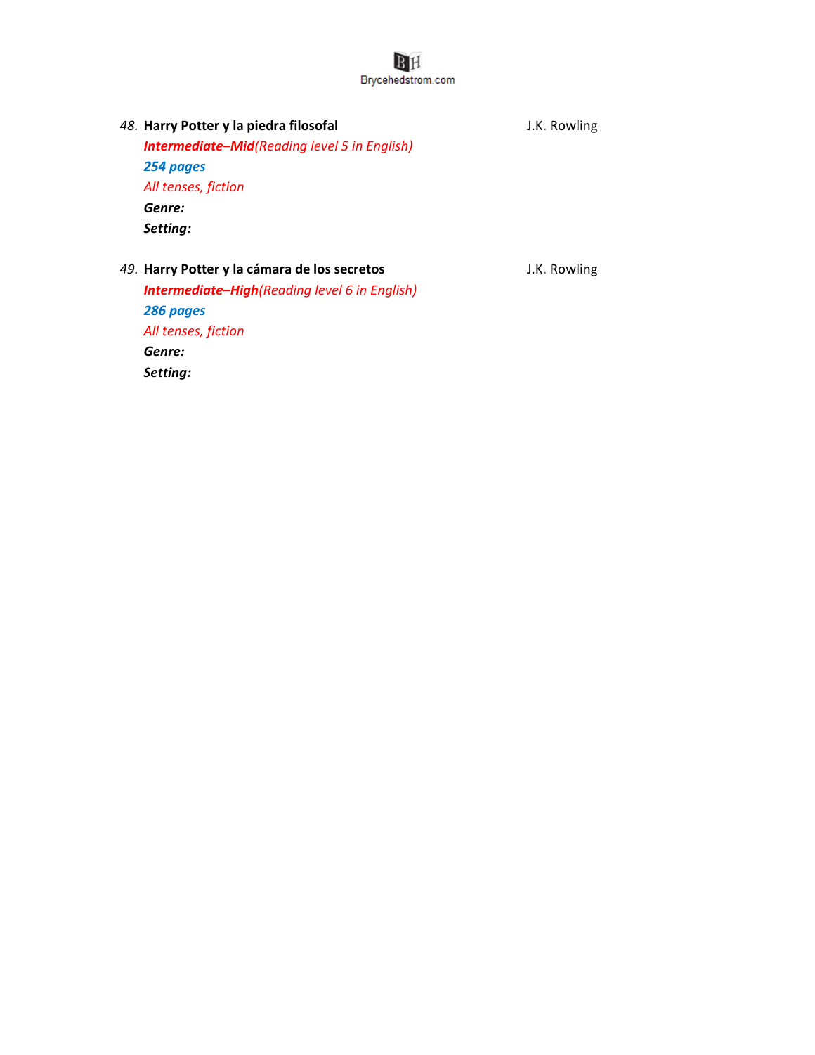*48.* **Harry Potter y la piedra filosofal** J.K. Rowling

***Intermediate–Mid*** *(Reading level 5 in English)*

***254 pages***

*All tenses, fiction*

***Genre:***

***Setting:***

*49.* **Harry Potter y la cámara de los secretos** J.K. Rowling

***Intermediate–High*** *(Reading level 6 in English)*

***286 pages***

*All tenses, fiction*

***Genre:***

***Setting:***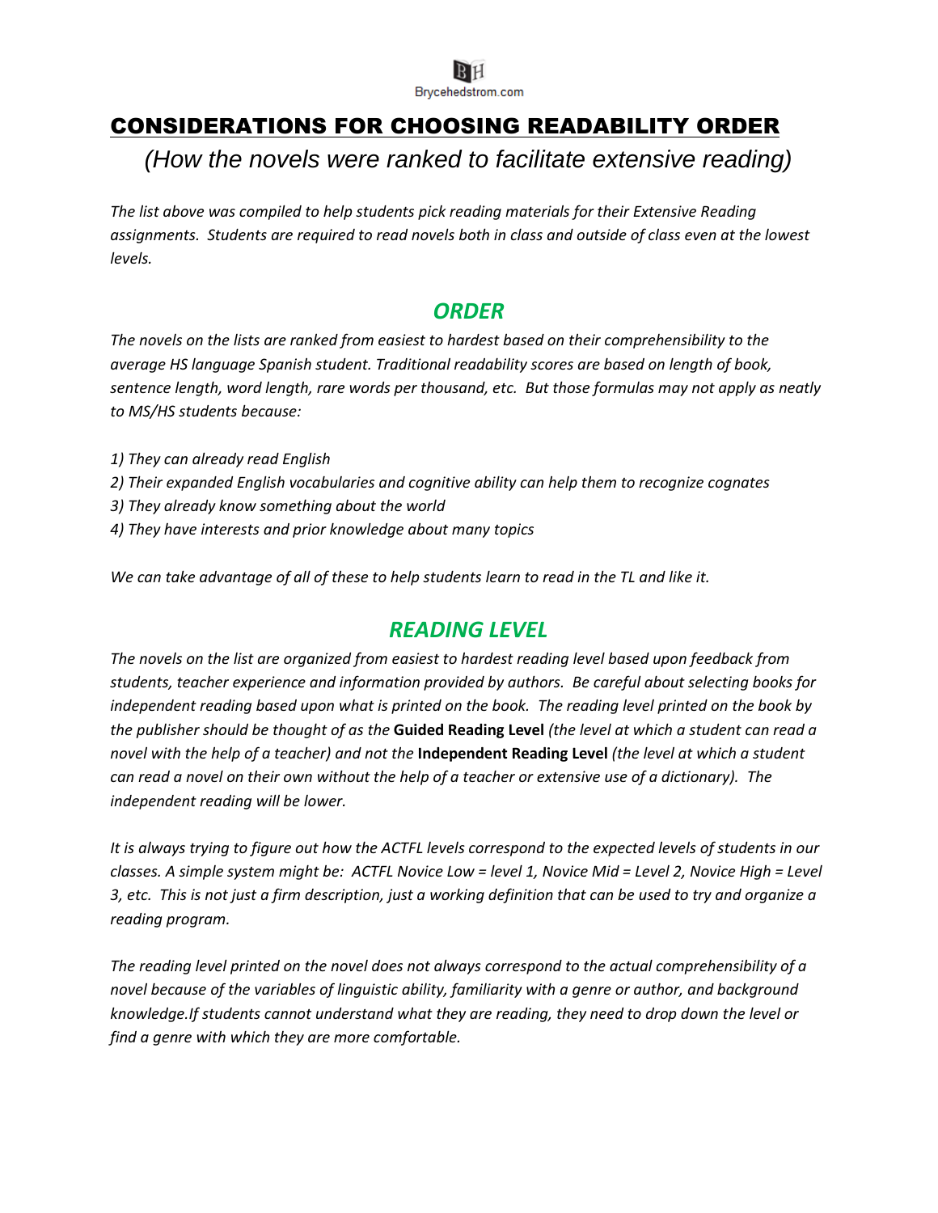# CONSIDERATIONS FOR CHOOSING READABILITY ORDER

*(How the novels were ranked to facilitate extensive reading)*

*The list above was compiled to help students pick reading materials for their Extensive Reading assignments. Students are required to read novels both in class and outside of class even at the lowest levels.*

## *ORDER*

*The novels on the lists are ranked from easiest to hardest based on their comprehensibility to the average HS language Spanish student. Traditional readability scores are based on length of book, sentence length, word length, rare words per thousand, etc. But those formulas may not apply as neatly to MS/HS students because:*

*1) They can already read English*
*2) Their expanded English vocabularies and cognitive ability can help them to recognize cognates*
*3) They already know something about the world*
*4) They have interests and prior knowledge about many topics*

*We can take advantage of all of these to help students learn to read in the TL and like it.*

## *READING LEVEL*

*The novels on the list are organized from easiest to hardest reading level based upon feedback from students, teacher experience and information provided by authors. Be careful about selecting books for independent reading based upon what is printed on the book. The reading level printed on the book by the publisher should be thought of as the* **Guided Reading Level** *(the level at which a student can read a novel with the help of a teacher) and not the* **Independent Reading Level** *(the level at which a student can read a novel on their own without the help of a teacher or extensive use of a dictionary). The independent reading will be lower.*

*It is always trying to figure out how the ACTFL levels correspond to the expected levels of students in our classes. A simple system might be: ACTFL Novice Low = level 1, Novice Mid = Level 2, Novice High = Level 3, etc. This is not just a firm description, just a working definition that can be used to try and organize a reading program.*

*The reading level printed on the novel does not always correspond to the actual comprehensibility of a novel because of the variables of linguistic ability, familiarity with a genre or author, and background knowledge.If students cannot understand what they are reading, they need to drop down the level or find a genre with which they are more comfortable.*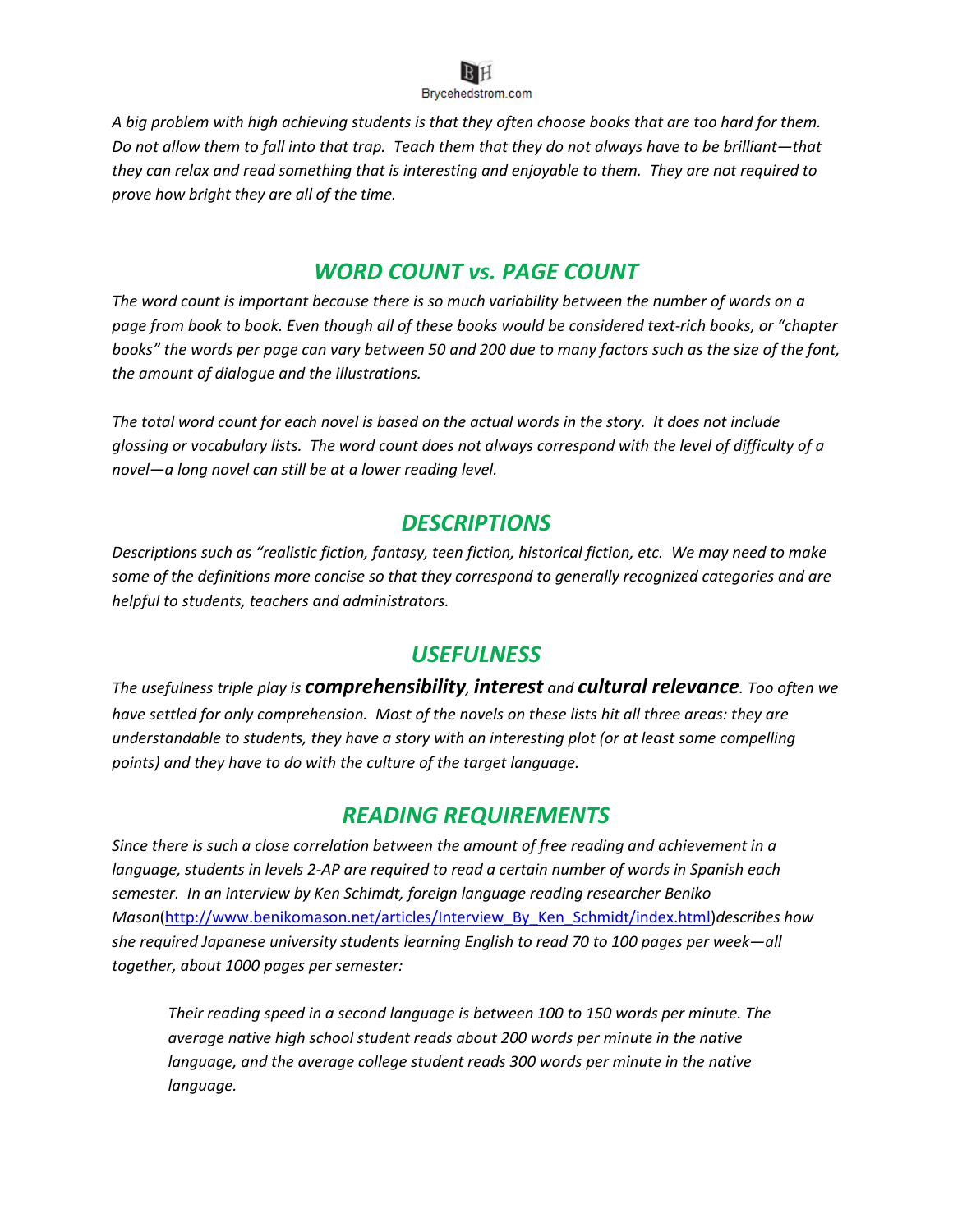*A big problem with high achieving students is that they often choose books that are too hard for them. Do not allow them to fall into that trap. Teach them that they do not always have to be brilliant—that they can relax and read something that is interesting and enjoyable to them. They are not required to prove how bright they are all of the time.*

## *WORD COUNT vs. PAGE COUNT*

*The word count is important because there is so much variability between the number of words on a page from book to book. Even though all of these books would be considered text-rich books, or "chapter books" the words per page can vary between 50 and 200 due to many factors such as the size of the font, the amount of dialogue and the illustrations.*

*The total word count for each novel is based on the actual words in the story. It does not include glossing or vocabulary lists. The word count does not always correspond with the level of difficulty of a novel—a long novel can still be at a lower reading level.*

## *DESCRIPTIONS*

*Descriptions such as "realistic fiction, fantasy, teen fiction, historical fiction, etc. We may need to make some of the definitions more concise so that they correspond to generally recognized categories and are helpful to students, teachers and administrators.*

## *USEFULNESS*

*The usefulness triple play is* ***comprehensibility****,* ***interest*** *and* ***cultural relevance****. Too often we have settled for only comprehension. Most of the novels on these lists hit all three areas: they are understandable to students, they have a story with an interesting plot (or at least some compelling points) and they have to do with the culture of the target language.*

## *READING REQUIREMENTS*

*Since there is such a close correlation between the amount of free reading and achievement in a language, students in levels 2-AP are required to read a certain number of words in Spanish each semester. In an interview by Ken Schimdt, foreign language reading researcher Beniko Mason*(http://www.benikomason.net/articles/Interview_By_Ken_Schmidt/index.html)*describes how she required Japanese university students learning English to read 70 to 100 pages per week—all together, about 1000 pages per semester:*

> *Their reading speed in a second language is between 100 to 150 words per minute. The average native high school student reads about 200 words per minute in the native language, and the average college student reads 300 words per minute in the native language.*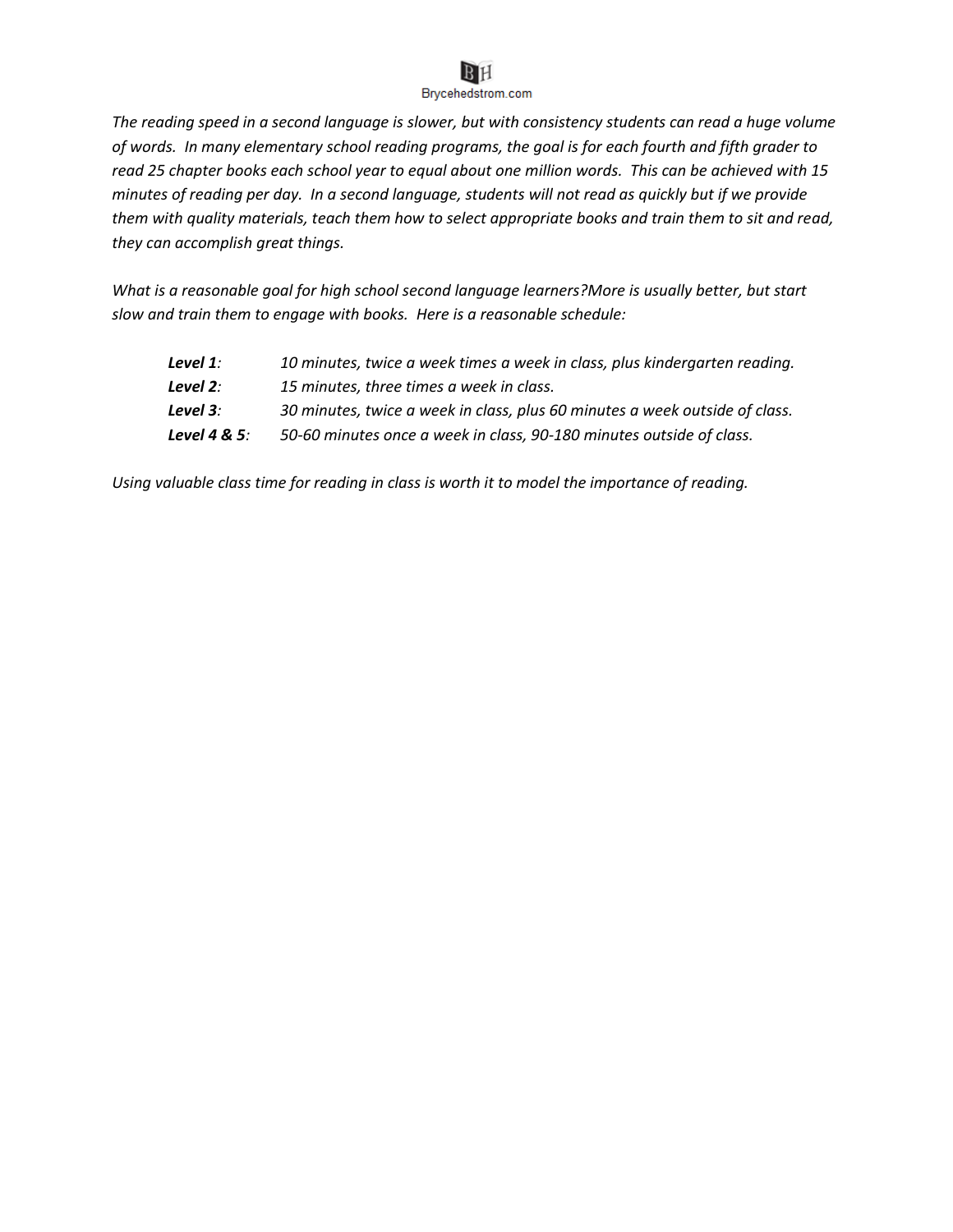*The reading speed in a second language is slower, but with consistency students can read a huge volume of words. In many elementary school reading programs, the goal is for each fourth and fifth grader to read 25 chapter books each school year to equal about one million words. This can be achieved with 15 minutes of reading per day. In a second language, students will not read as quickly but if we provide them with quality materials, teach them how to select appropriate books and train them to sit and read, they can accomplish great things.*

*What is a reasonable goal for high school second language learners?More is usually better, but start slow and train them to engage with books. Here is a reasonable schedule:*

| | |
|---|---|
| ***Level 1**:* | *10 minutes, twice a week times a week in class, plus kindergarten reading.* |
| ***Level 2**:* | *15 minutes, three times a week in class.* |
| ***Level 3**:* | *30 minutes, twice a week in class, plus 60 minutes a week outside of class.* |
| ***Level 4 & 5**:* | *50-60 minutes once a week in class, 90-180 minutes outside of class.* |

*Using valuable class time for reading in class is worth it to model the importance of reading.*